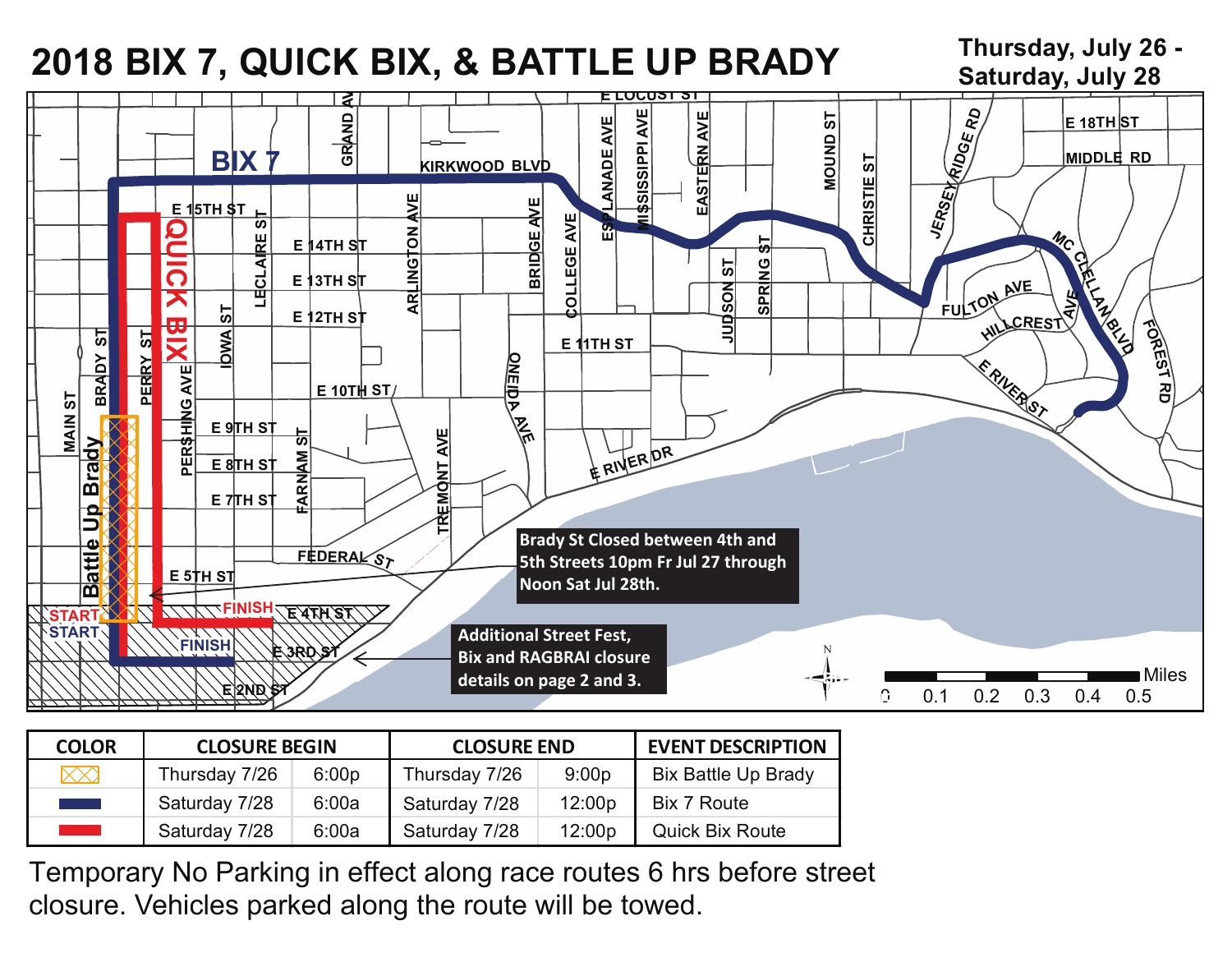# 2018 BIX 7, QUICK BIX, & BATTLE UP BRADY

**Thursday, July 26 - Saturday, July 28**

Brady St Closed between 4th and 5th Streets 10pm Fr Jul 27 through Noon Sat Jul 28th.

Additional Street Fest, Bix and RAGBRAI closure details on page 2 and 3.

| COLOR | CLOSURE BEGIN | | CLOSURE END | | EVENT DESCRIPTION |
|---|---|---|---|---|---|
| Orange hatched | Thursday 7/26 | 6:00p | Thursday 7/26 | 9:00p | Bix Battle Up Brady |
| Blue | Saturday 7/28 | 6:00a | Saturday 7/28 | 12:00p | Bix 7 Route |
| Red | Saturday 7/28 | 6:00a | Saturday 7/28 | 12:00p | Quick Bix Route |

Temporary No Parking in effect along race routes 6 hrs before street closure. Vehicles parked along the route will be towed.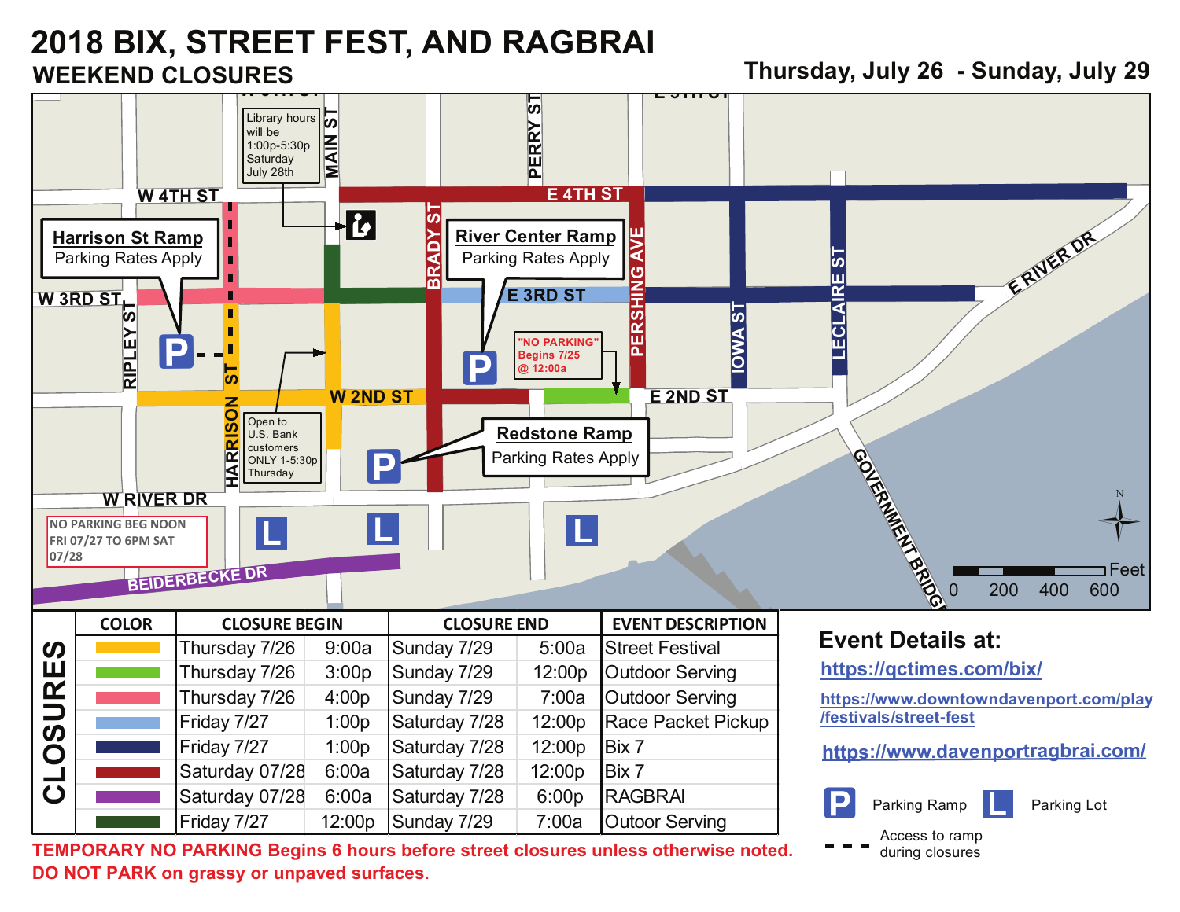# 2018 BIX, STREET FEST, AND RAGBRAI

## WEEKEND CLOSURES

Thursday, July 26 - Sunday, July 29

Library hours will be 1:00p-5:30p Saturday July 28th

**Harrison St Ramp**
Parking Rates Apply

**River Center Ramp**
Parking Rates Apply

**Redstone Ramp**
Parking Rates Apply

"NO PARKING" Begins 7/25 @ 12:00a

Open to U.S. Bank customers ONLY 1-5:30p Thursday

NO PARKING BEG NOON FRI 07/27 TO 6PM SAT 07/28

W 4TH ST, E 4TH ST, W 3RD ST, E 3RD ST, W 2ND ST, E 2ND ST, W RIVER DR, E RIVER DR, BEIDERBECKE DR, RIPLEY ST, HARRISON ST, MAIN ST, BRADY ST, PERRY ST, PERSHING AVE, IOWA ST, LECLAIRE ST, GOVERNMENT BRIDGE

Feet: 0 200 400 600

## CLOSURES

| COLOR | CLOSURE BEGIN | | CLOSURE END | | EVENT DESCRIPTION |
|---|---|---|---|---|---|
| Yellow | Thursday 7/26 | 9:00a | Sunday 7/29 | 5:00a | Street Festival |
| Light green | Thursday 7/26 | 3:00p | Sunday 7/29 | 12:00p | Outdoor Serving |
| Pink | Thursday 7/26 | 4:00p | Sunday 7/29 | 7:00a | Outdoor Serving |
| Light blue | Friday 7/27 | 1:00p | Saturday 7/28 | 12:00p | Race Packet Pickup |
| Dark blue | Friday 7/27 | 1:00p | Saturday 7/28 | 12:00p | Bix 7 |
| Dark red | Saturday 07/28 | 6:00a | Saturday 7/28 | 12:00p | Bix 7 |
| Purple | Saturday 07/28 | 6:00a | Saturday 7/28 | 6:00p | RAGBRAI |
| Dark green | Friday 7/27 | 12:00p | Sunday 7/29 | 7:00a | Outoor Serving |

**TEMPORARY NO PARKING Begins 6 hours before street closures unless otherwise noted.**
**DO NOT PARK on grassy or unpaved surfaces.**

## Event Details at:

https://qctimes.com/bix/

https://www.downtowndavenport.com/play/festivals/street-fest

https://www.davenportragbrai.com/

P Parking Ramp
L Parking Lot
- - - Access to ramp during closures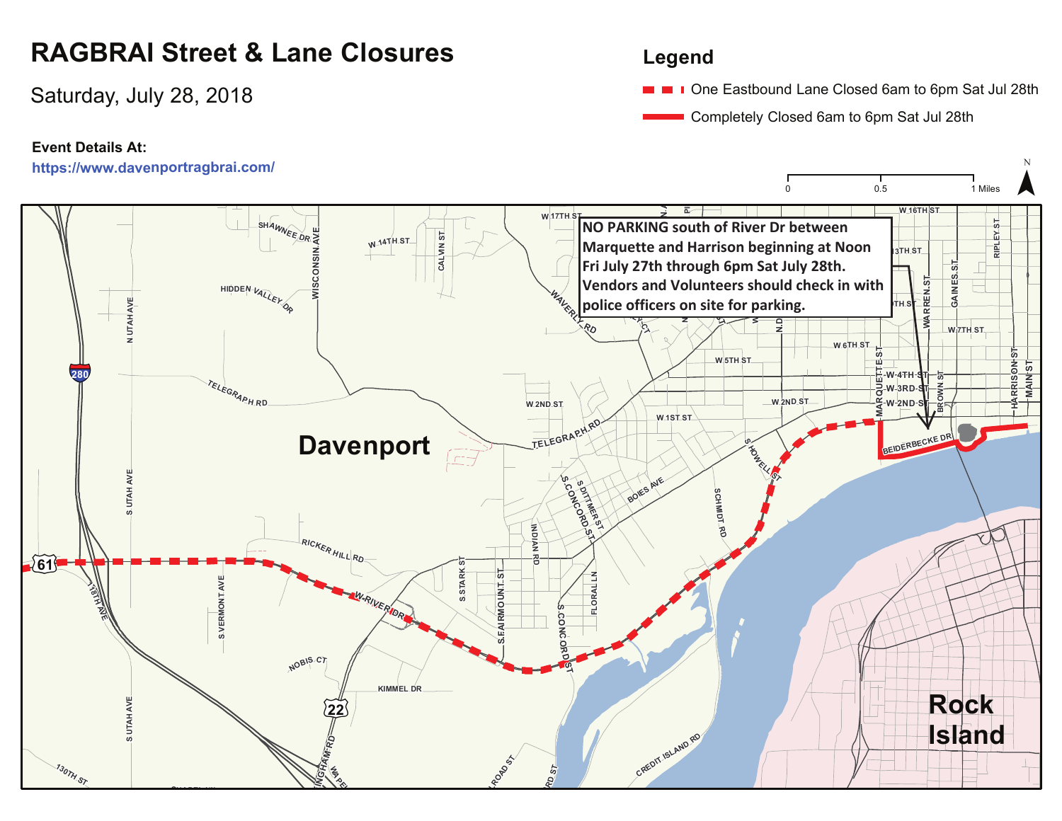# RAGBRAI Street & Lane Closures

Saturday, July 28, 2018

**Event Details At:**

https://www.davenportragbrai.com/

## Legend

One Eastbound Lane Closed 6am to 6pm Sat Jul 28th

Completely Closed 6am to 6pm Sat Jul 28th

0 0.5 1 Miles

N

**NO PARKING south of River Dr between Marquette and Harrison beginning at Noon Fri July 27th through 6pm Sat July 28th. Vendors and Volunteers should check in with police officers on site for parking.**

Davenport

Rock Island

W 17TH ST
W 16TH ST
SHAWNEE DR
WISCONSIN AVE
W 14TH ST
CALVIN ST
HIDDEN VALLEY DR
WAVERLY RD
N UTAH AVE
W 7TH ST
W 6TH ST
W 5TH ST
W 4TH ST
W 3RD ST
W 2ND ST
W 1ST ST
TELEGRAPH RD
MARQUETTE ST
WARREN ST
GAINES ST
RIPLEY ST
BROWN ST
HARRISON ST
MAIN ST
BEIDERBECKE DR
S HOWELL ST
BOIES AVE
S DITTMER ST
S CONCORD ST
SCHMIDT RD
INDIAN RD
S UTAH AVE
RICKER HILL RD
W RIVER DR
S VERMONT AVE
S STARK ST
S FAIRMOUNT ST
FLORAL LN
118TH AVE
NOBIS CT
KIMMEL DR
CREDIT ISLAND RD
130TH ST
280
61
22